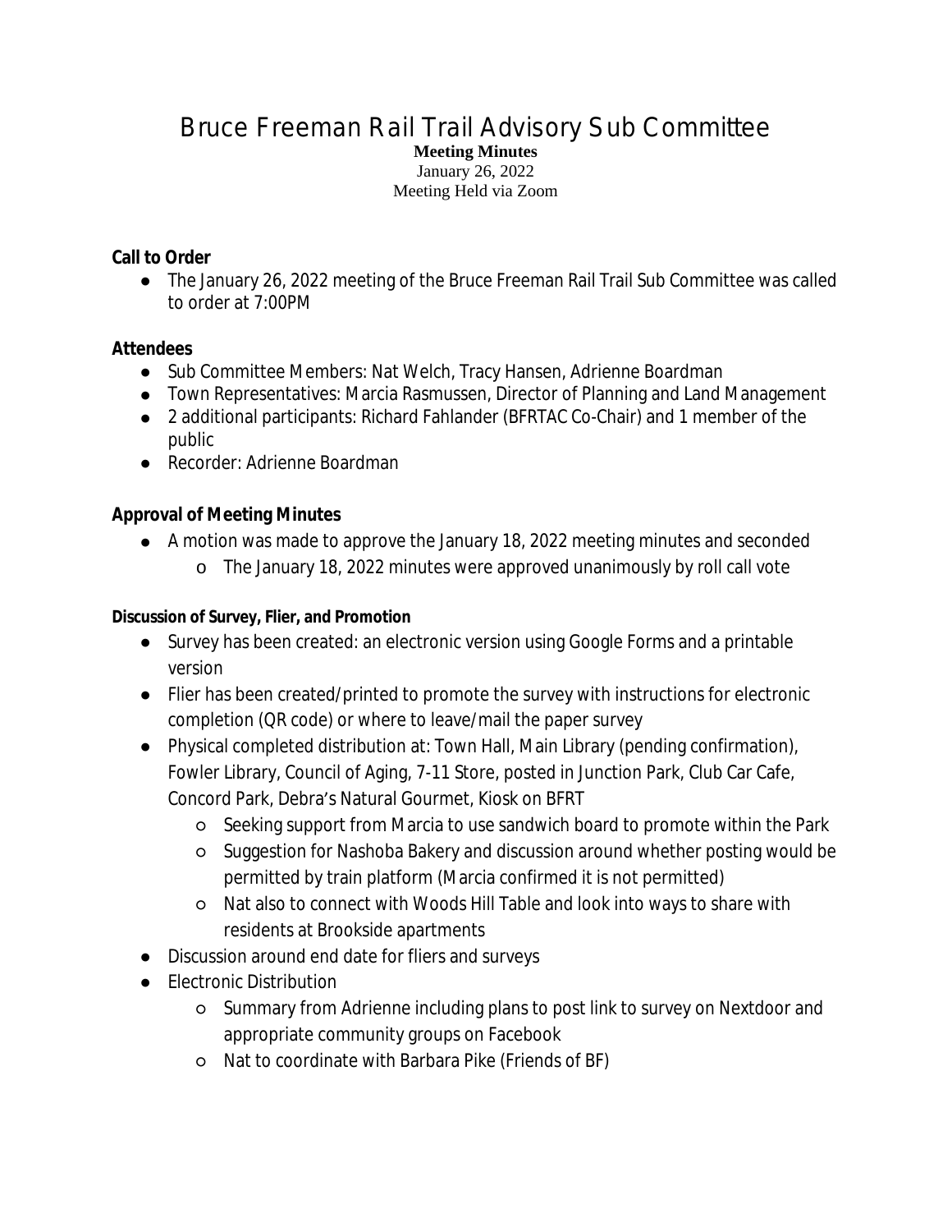# Bruce Freeman Rail Trail Advisory Sub Committee

**Meeting Minutes**
January 26, 2022
Meeting Held via Zoom

### Call to Order

- The January 26, 2022 meeting of the Bruce Freeman Rail Trail Sub Committee was called to order at 7:00PM

### Attendees

- Sub Committee Members: Nat Welch, Tracy Hansen, Adrienne Boardman
- Town Representatives: Marcia Rasmussen, Director of Planning and Land Management
- 2 additional participants: Richard Fahlander (BFRTAC Co-Chair) and 1 member of the public
- Recorder: Adrienne Boardman

### Approval of Meeting Minutes

- A motion was made to approve the January 18, 2022 meeting minutes and seconded
  - The January 18, 2022 minutes were approved unanimously by roll call vote

**Discussion of Survey, Flier, and Promotion**

- Survey has been created: an electronic version using Google Forms and a printable version
- Flier has been created/printed to promote the survey with instructions for electronic completion (QR code) or where to leave/mail the paper survey
- Physical completed distribution at: Town Hall, Main Library (pending confirmation), Fowler Library, Council of Aging, 7-11 Store, posted in Junction Park, Club Car Cafe, Concord Park, Debra's Natural Gourmet, Kiosk on BFRT
  - Seeking support from Marcia to use sandwich board to promote within the Park
  - Suggestion for Nashoba Bakery and discussion around whether posting would be permitted by train platform (Marcia confirmed it is not permitted)
  - Nat also to connect with Woods Hill Table and look into ways to share with residents at Brookside apartments
- Discussion around end date for fliers and surveys
- Electronic Distribution
  - Summary from Adrienne including plans to post link to survey on Nextdoor and appropriate community groups on Facebook
  - Nat to coordinate with Barbara Pike (Friends of BF)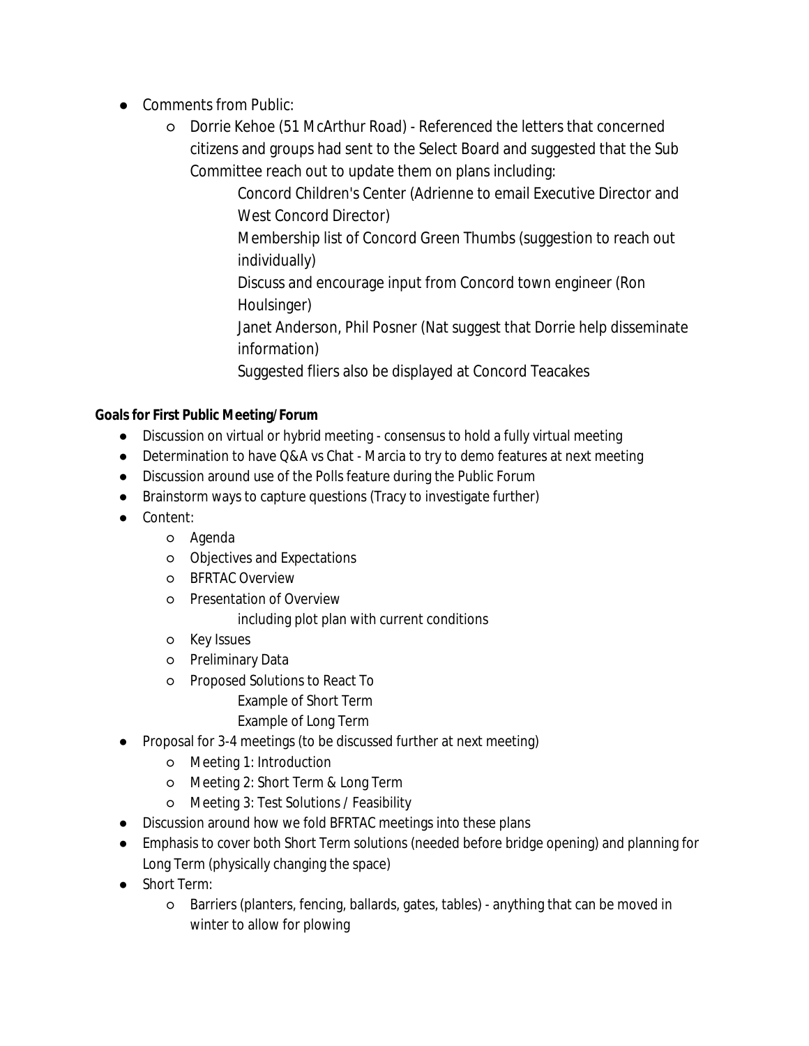- Comments from Public:
  - Dorrie Kehoe (51 McArthur Road) - Referenced the letters that concerned citizens and groups had sent to the Select Board and suggested that the Sub Committee reach out to update them on plans including:
    - Concord Children's Center (Adrienne to email Executive Director and West Concord Director)
    - Membership list of Concord Green Thumbs (suggestion to reach out individually)
    - Discuss and encourage input from Concord town engineer (Ron Houlsinger)
    - Janet Anderson, Phil Posner (Nat suggest that Dorrie help disseminate information)
    - Suggested fliers also be displayed at Concord Teacakes

**Goals for First Public Meeting/Forum**

- Discussion on virtual or hybrid meeting - consensus to hold a fully virtual meeting
- Determination to have Q&A vs Chat - Marcia to try to demo features at next meeting
- Discussion around use of the Polls feature during the Public Forum
- Brainstorm ways to capture questions (Tracy to investigate further)
- Content:
  - Agenda
  - Objectives and Expectations
  - BFRTAC Overview
  - Presentation of Overview
    - including plot plan with current conditions
  - Key Issues
  - Preliminary Data
  - Proposed Solutions to React To
    - Example of Short Term
    - Example of Long Term
- Proposal for 3-4 meetings (to be discussed further at next meeting)
  - Meeting 1: Introduction
  - Meeting 2: Short Term & Long Term
  - Meeting 3: Test Solutions / Feasibility
- Discussion around how we fold BFRTAC meetings into these plans
- Emphasis to cover both Short Term solutions (needed before bridge opening) and planning for Long Term (physically changing the space)
- Short Term:
  - Barriers (planters, fencing, ballards, gates, tables) - anything that can be moved in winter to allow for plowing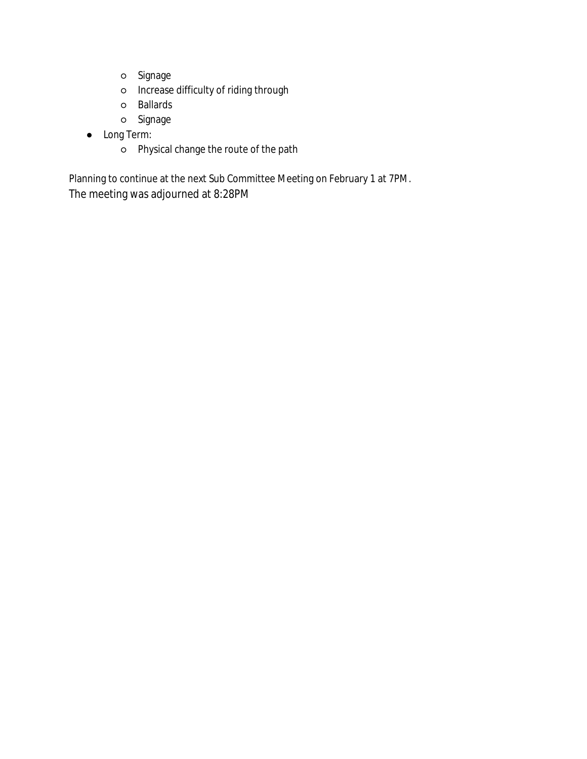- Signage
  - Increase difficulty of riding through
  - Ballards
  - Signage
- Long Term:
  - Physical change the route of the path

Planning to continue at the next Sub Committee Meeting on February 1 at 7PM.
The meeting was adjourned at 8:28PM